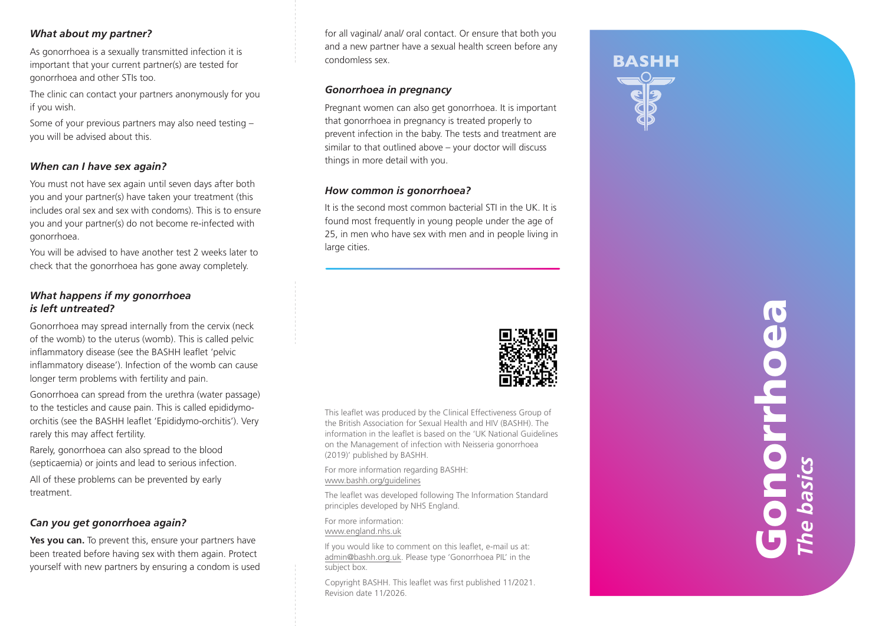### What about my partner?

As gonorrhoea is a sexually transmitted infection it is important that your current partner(s) are tested for gonorrhoea and other STIs too.

The clinic can contact your partners anonymously for you if you wish.

Some of your previous partners may also need testing – you will be advised about this.

### When can I have sex again?

You must not have sex again until seven days after both you and your partner(s) have taken your treatment (this includes oral sex and sex with condoms). This is to ensure you and your partner(s) do not become re-infected with gonorrhoea.

You will be advised to have another test 2 weeks later to check that the gonorrhoea has gone away completely.

### What happens if my gonorrhoea is left untreated?

Gonorrhoea may spread internally from the cervix (neck of the womb) to the uterus (womb). This is called pelvic inflammatory disease (see the BASHH leaflet 'pelvic inflammatory disease'). Infection of the womb can cause longer term problems with fertility and pain.

Gonorrhoea can spread from the urethra (water passage) to the testicles and cause pain. This is called epididymo-orchitis (see the BASHH leaflet 'Epididymo-orchitis'). Very rarely this may affect fertility.

Rarely, gonorrhoea can also spread to the blood (septicaemia) or joints and lead to serious infection.

All of these problems can be prevented by early treatment.

### Can you get gonorrhoea again?

**Yes you can.** To prevent this, ensure your partners have been treated before having sex with them again. Protect yourself with new partners by ensuring a condom is used for all vaginal/ anal/ oral contact. Or ensure that both you and a new partner have a sexual health screen before any condomless sex.

### Gonorrhoea in pregnancy

Pregnant women can also get gonorrhoea. It is important that gonorrhoea in pregnancy is treated properly to prevent infection in the baby. The tests and treatment are similar to that outlined above – your doctor will discuss things in more detail with you.

### How common is gonorrhoea?

It is the second most common bacterial STI in the UK. It is found most frequently in young people under the age of 25, in men who have sex with men and in people living in large cities.

This leaflet was produced by the Clinical Effectiveness Group of the British Association for Sexual Health and HIV (BASHH). The information in the leaflet is based on the 'UK National Guidelines on the Management of infection with Neisseria gonorrhoea (2019)' published by BASHH.

For more information regarding BASHH:
www.bashh.org/guidelines

The leaflet was developed following The Information Standard principles developed by NHS England.

For more information:
www.england.nhs.uk

If you would like to comment on this leaflet, e-mail us at: admin@bashh.org.uk. Please type 'Gonorrhoea PIL' in the subject box.

Copyright BASHH. This leaflet was first published 11/2021. Revision date 11/2026.

BASHH

# Gonorrhoea

*The basics*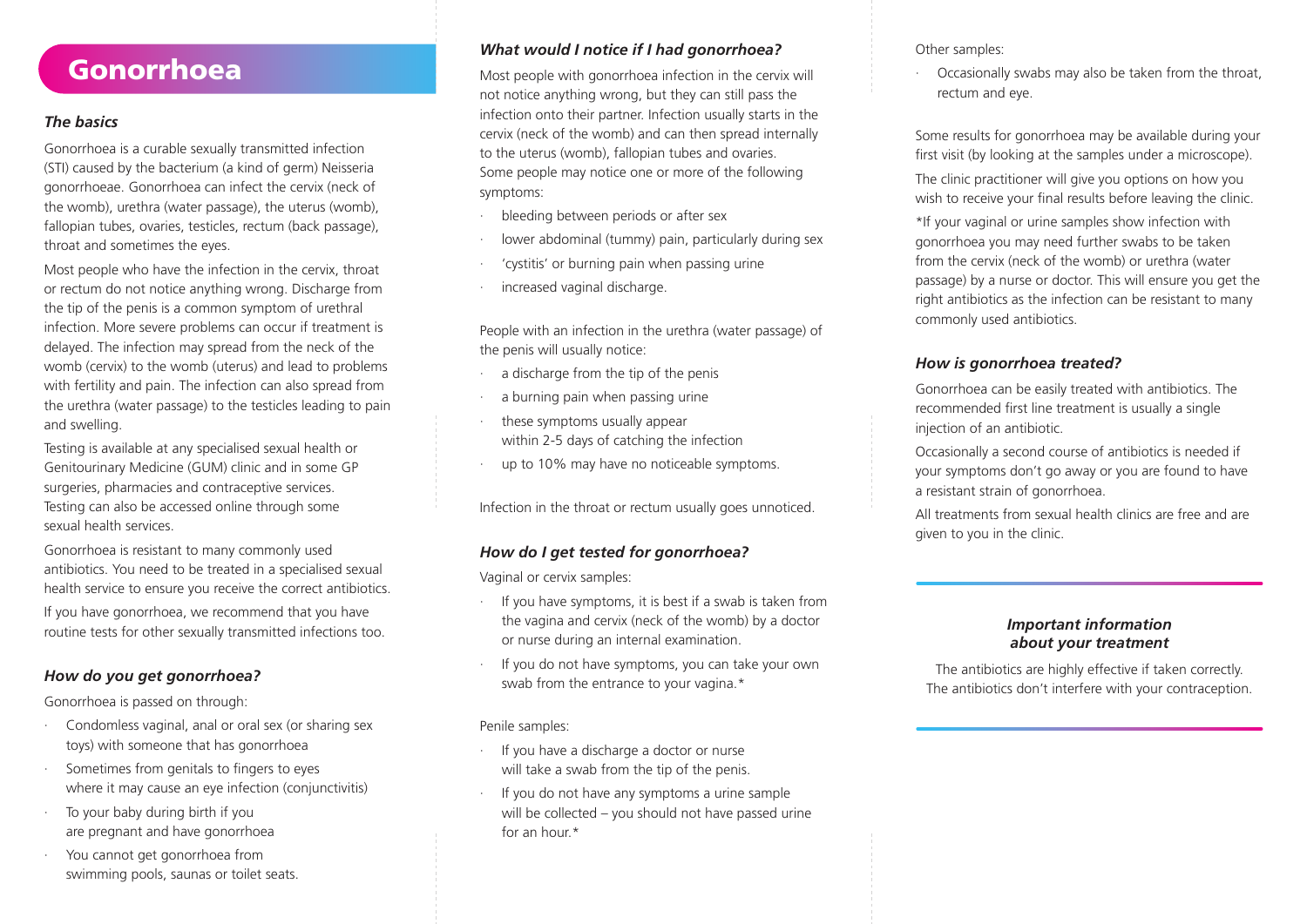# Gonorrhoea

### *The basics*

Gonorrhoea is a curable sexually transmitted infection (STI) caused by the bacterium (a kind of germ) Neisseria gonorrhoeae. Gonorrhoea can infect the cervix (neck of the womb), urethra (water passage), the uterus (womb), fallopian tubes, ovaries, testicles, rectum (back passage), throat and sometimes the eyes.

Most people who have the infection in the cervix, throat or rectum do not notice anything wrong. Discharge from the tip of the penis is a common symptom of urethral infection. More severe problems can occur if treatment is delayed. The infection may spread from the neck of the womb (cervix) to the womb (uterus) and lead to problems with fertility and pain. The infection can also spread from the urethra (water passage) to the testicles leading to pain and swelling.

Testing is available at any specialised sexual health or Genitourinary Medicine (GUM) clinic and in some GP surgeries, pharmacies and contraceptive services. Testing can also be accessed online through some sexual health services.

Gonorrhoea is resistant to many commonly used antibiotics. You need to be treated in a specialised sexual health service to ensure you receive the correct antibiotics.

If you have gonorrhoea, we recommend that you have routine tests for other sexually transmitted infections too.

### *How do you get gonorrhoea?*

Gonorrhoea is passed on through:

- Condomless vaginal, anal or oral sex (or sharing sex toys) with someone that has gonorrhoea
- Sometimes from genitals to fingers to eyes where it may cause an eye infection (conjunctivitis)
- To your baby during birth if you are pregnant and have gonorrhoea
- You cannot get gonorrhoea from swimming pools, saunas or toilet seats.

### *What would I notice if I had gonorrhoea?*

Most people with gonorrhoea infection in the cervix will not notice anything wrong, but they can still pass the infection onto their partner. Infection usually starts in the cervix (neck of the womb) and can then spread internally to the uterus (womb), fallopian tubes and ovaries. Some people may notice one or more of the following symptoms:

- bleeding between periods or after sex
- lower abdominal (tummy) pain, particularly during sex
- 'cystitis' or burning pain when passing urine
- increased vaginal discharge.

People with an infection in the urethra (water passage) of the penis will usually notice:

- a discharge from the tip of the penis
- a burning pain when passing urine
- these symptoms usually appear within 2-5 days of catching the infection
- up to 10% may have no noticeable symptoms.

Infection in the throat or rectum usually goes unnoticed.

### *How do I get tested for gonorrhoea?*

Vaginal or cervix samples:

- If you have symptoms, it is best if a swab is taken from the vagina and cervix (neck of the womb) by a doctor or nurse during an internal examination.
- If you do not have symptoms, you can take your own swab from the entrance to your vagina.*

Penile samples:

- If you have a discharge a doctor or nurse will take a swab from the tip of the penis.
- If you do not have any symptoms a urine sample will be collected – you should not have passed urine for an hour.*

Other samples:

- Occasionally swabs may also be taken from the throat, rectum and eye.

Some results for gonorrhoea may be available during your first visit (by looking at the samples under a microscope).

The clinic practitioner will give you options on how you wish to receive your final results before leaving the clinic.

*If your vaginal or urine samples show infection with gonorrhoea you may need further swabs to be taken from the cervix (neck of the womb) or urethra (water passage) by a nurse or doctor. This will ensure you get the right antibiotics as the infection can be resistant to many commonly used antibiotics.

### *How is gonorrhoea treated?*

Gonorrhoea can be easily treated with antibiotics. The recommended first line treatment is usually a single injection of an antibiotic.

Occasionally a second course of antibiotics is needed if your symptoms don't go away or you are found to have a resistant strain of gonorrhoea.

All treatments from sexual health clinics are free and are given to you in the clinic.

### *Important information about your treatment*

The antibiotics are highly effective if taken correctly. The antibiotics don't interfere with your contraception.